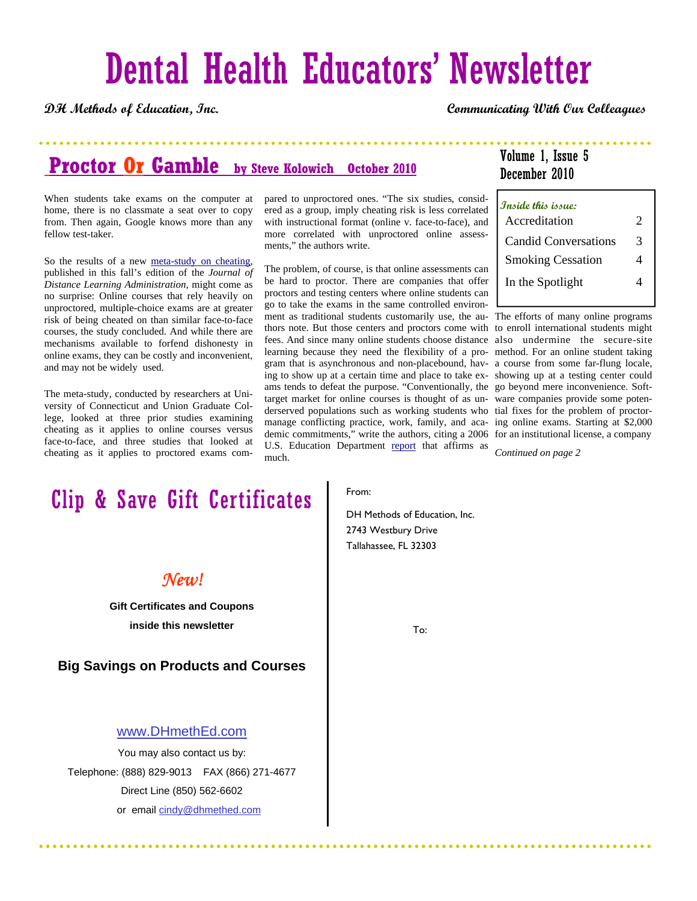# Dental Health Educators' Newsletter

**DH Methods of Education, Inc.** — **Communicating With Our Colleagues**

Volume 1, Issue 5
December 2010

**Inside this issue:**

| | |
|---|---|
| Accreditation | 2 |
| Candid Conversations | 3 |
| Smoking Cessation | 4 |
| In the Spotlight | 4 |

## Proctor Or Gamble — by Steve Kolowich October 2010

When students take exams on the computer at home, there is no classmate a seat over to copy from. Then again, Google knows more than any fellow test-taker.

So the results of a new meta-study on cheating, published in this fall's edition of the *Journal of Distance Learning Administration,* might come as no surprise: Online courses that rely heavily on unproctored, multiple-choice exams are at greater risk of being cheated on than similar face-to-face courses, the study concluded. And while there are mechanisms available to forfend dishonesty in online exams, they can be costly and inconvenient, and may not be widely used.

The meta-study, conducted by researchers at University of Connecticut and Union Graduate College, looked at three prior studies examining cheating as it applies to online courses versus face-to-face, and three studies that looked at cheating as it applies to proctored exams compared to unproctored ones. "The six studies, considered as a group, imply cheating risk is less correlated with instructional format (online v. face-to-face), and more correlated with unproctored online assessments," the authors write.

The problem, of course, is that online assessments can be hard to proctor. There are companies that offer proctors and testing centers where online students can go to take the exams in the same controlled environment as traditional students customarily use, the authors note. But those centers and proctors come with fees. And since many online students choose distance learning because they need the flexibility of a program that is asynchronous and non-placebound, having to show up at a certain time and place to take exams tends to defeat the purpose. "Conventionally, the target market for online courses is thought of as underserved populations such as working students who manage conflicting practice, work, family, and academic commitments," write the authors, citing a 2006 U.S. Education Department report that affirms as much.

The efforts of many online programs to enroll international students might also undermine the secure-site method. For an online student taking a course from some far-flung locale, showing up at a testing center could go beyond mere inconvenience. Software companies provide some potential fixes for the problem of proctoring online exams. Starting at $2,000 for an institutional license, a company

*Continued on page 2*

## Clip & Save Gift Certificates

*New!*

**Gift Certificates and Coupons inside this newsletter**

**Big Savings on Products and Courses**

www.DHmethEd.com

You may also contact us by:

Telephone: (888) 829-9013 FAX (866) 271-4677

Direct Line (850) 562-6602

or email cindy@dhmethed.com

From:

DH Methods of Education, Inc.
2743 Westbury Drive
Tallahassee, FL 32303

To: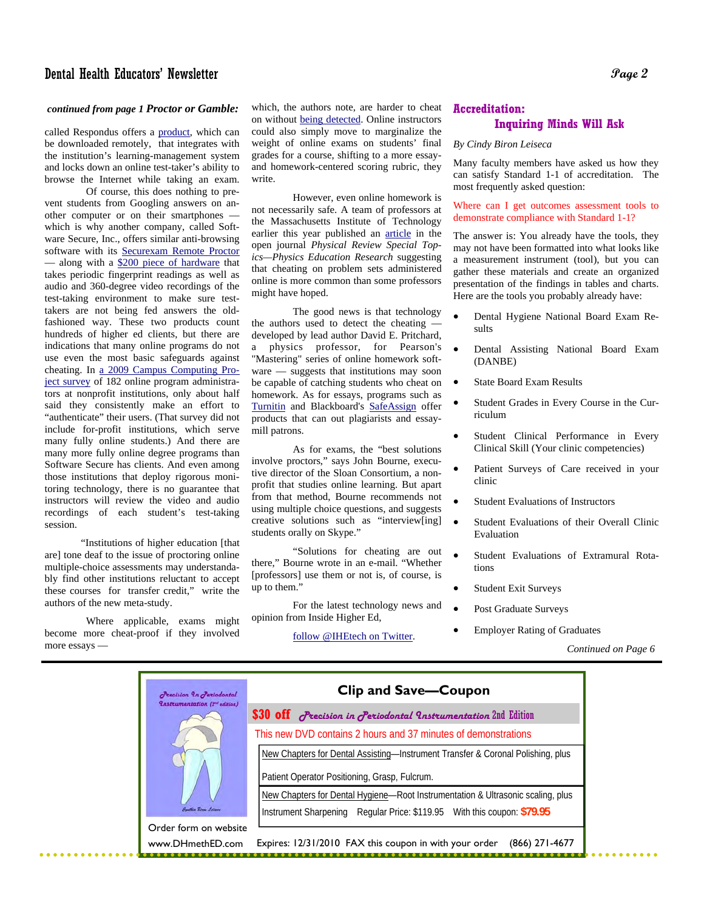*continued from page 1* ***Proctor or Gamble:***

called Respondus offers a product, which can be downloaded remotely, that integrates with the institution's learning-management system and locks down an online test-taker's ability to browse the Internet while taking an exam.

Of course, this does nothing to prevent students from Googling answers on another computer or on their smartphones — which is why another company, called Software Secure, Inc., offers similar anti-browsing software with its Securexam Remote Proctor — along with a $200 piece of hardware that takes periodic fingerprint readings as well as audio and 360-degree video recordings of the test-taking environment to make sure test-takers are not being fed answers the old-fashioned way. These two products count hundreds of higher ed clients, but there are indications that many online programs do not use even the most basic safeguards against cheating. In a 2009 Campus Computing Project survey of 182 online program administrators at nonprofit institutions, only about half said they consistently make an effort to "authenticate" their users. (That survey did not include for-profit institutions, which serve many fully online students.) And there are many more fully online degree programs than Software Secure has clients. And even among those institutions that deploy rigorous monitoring technology, there is no guarantee that instructors will review the video and audio recordings of each student's test-taking session.

"Institutions of higher education [that are] tone deaf to the issue of proctoring online multiple-choice assessments may understandably find other institutions reluctant to accept these courses for transfer credit," write the authors of the new meta-study.

Where applicable, exams might become more cheat-proof if they involved more essays — which, the authors note, are harder to cheat on without being detected. Online instructors could also simply move to marginalize the weight of online exams on students' final grades for a course, shifting to a more essay- and homework-centered scoring rubric, they write.

However, even online homework is not necessarily safe. A team of professors at the Massachusetts Institute of Technology earlier this year published an article in the open journal *Physical Review Special Topics—Physics Education Research* suggesting that cheating on problem sets administered online is more common than some professors might have hoped.

The good news is that technology the authors used to detect the cheating — developed by lead author David E. Pritchard, a physics professor, for Pearson's "Mastering" series of online homework software — suggests that institutions may soon be capable of catching students who cheat on homework. As for essays, programs such as Turnitin and Blackboard's SafeAssign offer products that can out plagiarists and essay-mill patrons.

As for exams, the "best solutions involve proctors," says John Bourne, executive director of the Sloan Consortium, a nonprofit that studies online learning. But apart from that method, Bourne recommends not using multiple choice questions, and suggests creative solutions such as "interview[ing] students orally on Skype."

"Solutions for cheating are out there," Bourne wrote in an e-mail. "Whether [professors] use them or not is, of course, is up to them."

For the latest technology news and opinion from Inside Higher Ed,

follow @IHEtech on Twitter.

## Accreditation: Inquiring Minds Will Ask

*By Cindy Biron Leiseca*

Many faculty members have asked us how they can satisfy Standard 1-1 of accreditation. The most frequently asked question:

Where can I get outcomes assessment tools to demonstrate compliance with Standard 1-1?

The answer is: You already have the tools, they may not have been formatted into what looks like a measurement instrument (tool), but you can gather these materials and create an organized presentation of the findings in tables and charts. Here are the tools you probably already have:

- Dental Hygiene National Board Exam Results
- Dental Assisting National Board Exam (DANBE)
- State Board Exam Results
- Student Grades in Every Course in the Curriculum
- Student Clinical Performance in Every Clinical Skill (Your clinic competencies)
- Patient Surveys of Care received in your clinic
- Student Evaluations of Instructors
- Student Evaluations of their Overall Clinic Evaluation
- Student Evaluations of Extramural Rotations
- Student Exit Surveys
- Post Graduate Surveys
- Employer Rating of Graduates

*Continued on Page 6*

---

**Clip and Save—Coupon**

**$30 off** *Precision in Periodontal Instrumentation* 2nd Edition

This new DVD contains 2 hours and 37 minutes of demonstrations

New Chapters for Dental Assisting—Instrument Transfer & Coronal Polishing, plus Patient Operator Positioning, Grasp, Fulcrum.

New Chapters for Dental Hygiene—Root Instrumentation & Ultrasonic scaling, plus Instrument Sharpening Regular Price: $119.95 With this coupon: **$79.95**

Order form on website www.DHmethED.com

Expires: 12/31/2010 FAX this coupon in with your order (866) 271-4677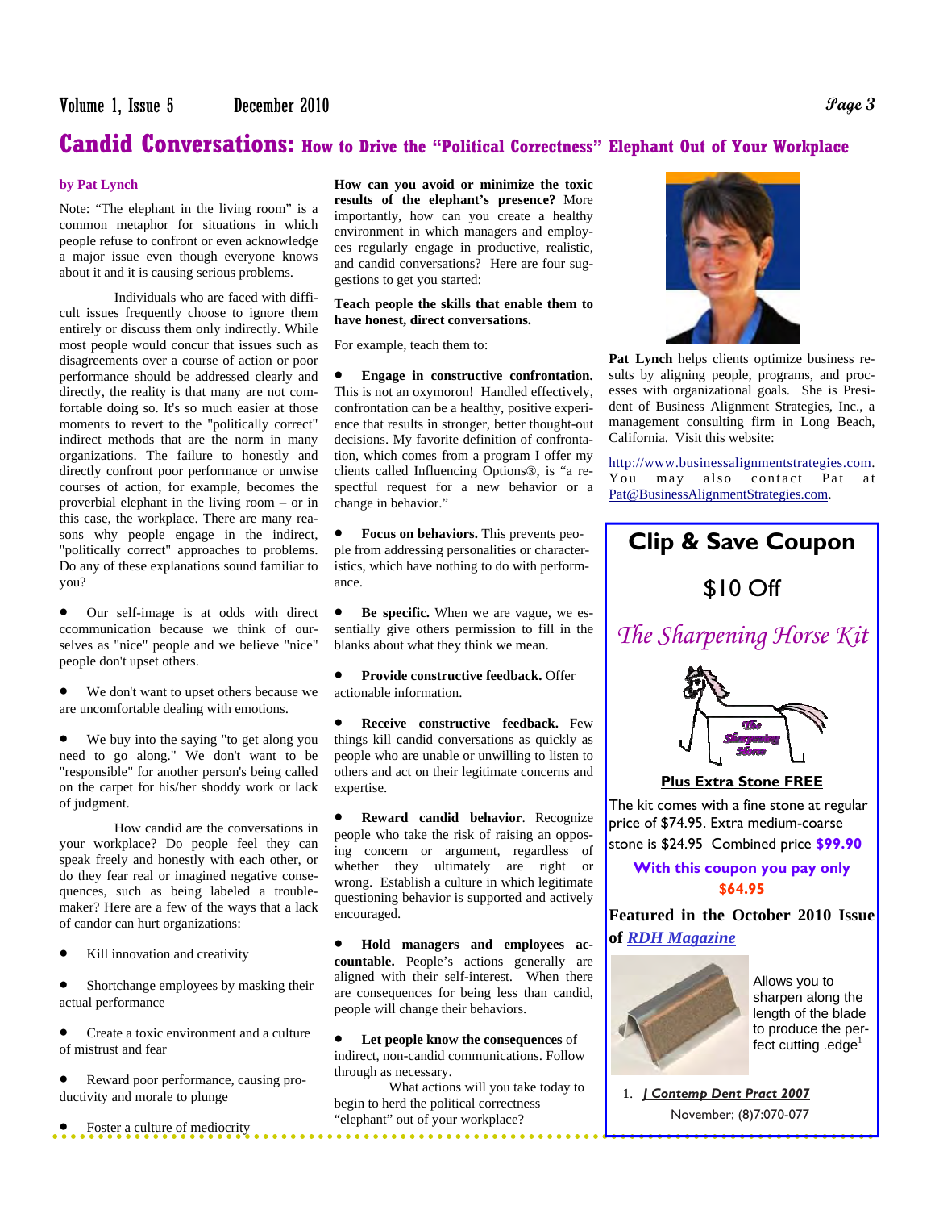# Candid Conversations: How to Drive the "Political Correctness" Elephant Out of Your Workplace

**by Pat Lynch**

Note: "The elephant in the living room" is a common metaphor for situations in which people refuse to confront or even acknowledge a major issue even though everyone knows about it and it is causing serious problems.

Individuals who are faced with difficult issues frequently choose to ignore them entirely or discuss them only indirectly. While most people would concur that issues such as disagreements over a course of action or poor performance should be addressed clearly and directly, the reality is that many are not comfortable doing so. It's so much easier at those moments to revert to the "politically correct" indirect methods that are the norm in many organizations. The failure to honestly and directly confront poor performance or unwise courses of action, for example, becomes the proverbial elephant in the living room – or in this case, the workplace. There are many reasons why people engage in the indirect, "politically correct" approaches to problems. Do any of these explanations sound familiar to you?

- Our self-image is at odds with direct ccommunication because we think of ourselves as "nice" people and we believe "nice" people don't upset others.
- We don't want to upset others because we are uncomfortable dealing with emotions.
- We buy into the saying "to get along you need to go along." We don't want to be "responsible" for another person's being called on the carpet for his/her shoddy work or lack of judgment.

How candid are the conversations in your workplace? Do people feel they can speak freely and honestly with each other, or do they fear real or imagined negative consequences, such as being labeled a troublemaker? Here are a few of the ways that a lack of candor can hurt organizations:

- Kill innovation and creativity
- Shortchange employees by masking their actual performance
- Create a toxic environment and a culture of mistrust and fear
- Reward poor performance, causing productivity and morale to plunge
- Foster a culture of mediocrity

**How can you avoid or minimize the toxic results of the elephant's presence?** More importantly, how can you create a healthy environment in which managers and employees regularly engage in productive, realistic, and candid conversations? Here are four suggestions to get you started:

**Teach people the skills that enable them to have honest, direct conversations.**

For example, teach them to:

- **Engage in constructive confrontation.** This is not an oxymoron! Handled effectively, confrontation can be a healthy, positive experience that results in stronger, better thought-out decisions. My favorite definition of confrontation, which comes from a program I offer my clients called Influencing Options®, is "a respectful request for a new behavior or a change in behavior."
- **Focus on behaviors.** This prevents people from addressing personalities or characteristics, which have nothing to do with performance.
- **Be specific.** When we are vague, we essentially give others permission to fill in the blanks about what they think we mean.
- **Provide constructive feedback.** Offer actionable information.
- **Receive constructive feedback.** Few things kill candid conversations as quickly as people who are unable or unwilling to listen to others and act on their legitimate concerns and expertise.
- **Reward candid behavior**. Recognize people who take the risk of raising an opposing concern or argument, regardless of whether they ultimately are right or wrong. Establish a culture in which legitimate questioning behavior is supported and actively encouraged.
- **Hold managers and employees accountable.** People's actions generally are aligned with their self-interest. When there are consequences for being less than candid, people will change their behaviors.
- **Let people know the consequences** of indirect, non-candid communications. Follow through as necessary.

What actions will you take today to begin to herd the political correctness "elephant" out of your workplace?

**Pat Lynch** helps clients optimize business results by aligning people, programs, and processes with organizational goals. She is President of Business Alignment Strategies, Inc., a management consulting firm in Long Beach, California. Visit this website:

http://www.businessalignmentstrategies.com. You may also contact Pat at Pat@BusinessAlignmentStrategies.com.

## Clip & Save Coupon

## $10 Off

## *The Sharpening Horse Kit*

**Plus Extra Stone FREE**

The kit comes with a fine stone at regular price of $74.95. Extra medium-coarse stone is $24.95 Combined price **$99.90**

**With this coupon you pay only $64.95**

**Featured in the October 2010 Issue of *RDH Magazine***

Allows you to sharpen along the length of the blade to produce the perfect cutting .edge[1]

1. *J Contemp Dent Pract 2007* November; (8)7:070-077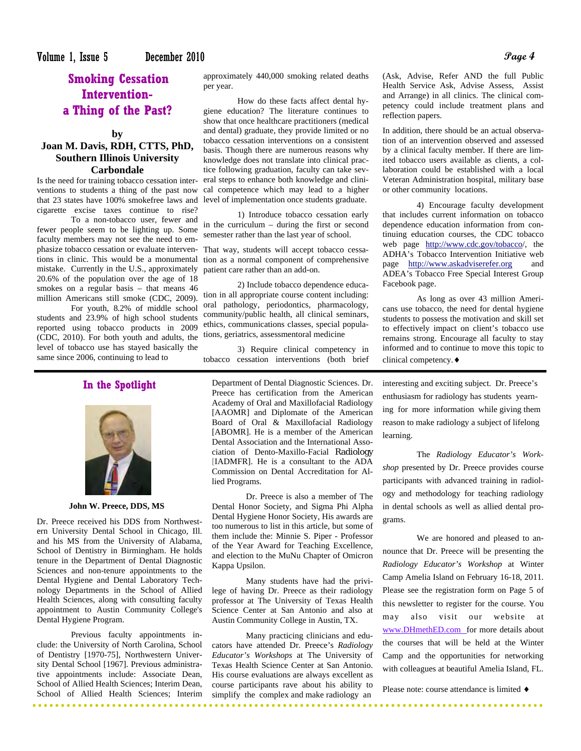## Smoking Cessation Intervention- a Thing of the Past?

**by**
**Joan M. Davis, RDH, CTTS, PhD, Southern Illinois University Carbondale**

Is the need for training tobacco cessation interventions to students a thing of the past now that 23 states have 100% smokefree laws and cigarette excise taxes continue to rise?

To a non-tobacco user, fewer and fewer people seem to be lighting up. Some faculty members may not see the need to emphasize tobacco cessation or evaluate interventions in clinic. This would be a monumental mistake. Currently in the U.S., approximately 20.6% of the population over the age of 18 smokes on a regular basis – that means 46 million Americans still smoke (CDC, 2009).

For youth, 8.2% of middle school students and 23.9% of high school students reported using tobacco products in 2009 (CDC, 2010). For both youth and adults, the level of tobacco use has stayed basically the same since 2006, continuing to lead to approximately 440,000 smoking related deaths per year.

How do these facts affect dental hygiene education? The literature continues to show that once healthcare practitioners (medical and dental) graduate, they provide limited or no tobacco cessation interventions on a consistent basis. Though there are numerous reasons why knowledge does not translate into clinical practice following graduation, faculty can take several steps to enhance both knowledge and clinical competence which may lead to a higher level of implementation once students graduate.

1) Introduce tobacco cessation early in the curriculum – during the first or second semester rather than the last year of school.

That way, students will accept tobacco cessation as a normal component of comprehensive patient care rather than an add-on.

2) Include tobacco dependence education in all appropriate course content including: oral pathology, periodontics, pharmacology, community/public health, all clinical seminars, ethics, communications classes, special populations, geriatrics, assessmentoral medicine

3) Require clinical competency in tobacco cessation interventions (both brief (Ask, Advise, Refer AND the full Public Health Service Ask, Advise Assess, Assist and Arrange) in all clinics. The clinical competency could include treatment plans and reflection papers.

In addition, there should be an actual observation of an intervention observed and assessed by a clinical faculty member. If there are limited tobacco users available as clients, a collaboration could be established with a local Veteran Administration hospital, military base or other community locations.

4) Encourage faculty development that includes current information on tobacco dependence education information from continuing education courses, the CDC tobacco web page http://www.cdc.gov/tobacco/, the ADHA's Tobacco Intervention Initiative web page http://www.askadviserefer.org and ADEA's Tobacco Free Special Interest Group Facebook page.

As long as over 43 million Americans use tobacco, the need for dental hygiene students to possess the motivation and skill set to effectively impact on client's tobacco use remains strong. Encourage all faculty to stay informed and to continue to move this topic to clinical competency. ♦

---

## In the Spotlight

**John W. Preece, DDS, MS**

Dr. Preece received his DDS from Northwestern University Dental School in Chicago, Ill. and his MS from the University of Alabama, School of Dentistry in Birmingham. He holds tenure in the Department of Dental Diagnostic Sciences and non-tenure appointments to the Dental Hygiene and Dental Laboratory Technology Departments in the School of Allied Health Sciences, along with consulting faculty appointment to Austin Community College's Dental Hygiene Program.

Previous faculty appointments include: the University of North Carolina, School of Dentistry [1970-75], Northwestern University Dental School [1967]. Previous administrative appointments include: Associate Dean, School of Allied Health Sciences; Interim Dean, School of Allied Health Sciences; Interim Department of Dental Diagnostic Sciences. Dr. Preece has certification from the American Academy of Oral and Maxillofacial Radiology [AAOMR] and Diplomate of the American Board of Oral & Maxillofacial Radiology [ABOMR]. He is a member of the American Dental Association and the International Association of Dento-Maxillo-Facial Radiology [IADMFR]. He is a consultant to the ADA Commission on Dental Accreditation for Allied Programs.

Dr. Preece is also a member of The Dental Honor Society, and Sigma Phi Alpha Dental Hygiene Honor Society, His awards are too numerous to list in this article, but some of them include the: Minnie S. Piper - Professor of the Year Award for Teaching Excellence, and election to the MuNu Chapter of Omicron Kappa Upsilon.

Many students have had the privilege of having Dr. Preece as their radiology professor at The University of Texas Health Science Center at San Antonio and also at Austin Community College in Austin, TX.

Many practicing clinicians and educators have attended Dr. Preece's *Radiology Educator's Workshops* at The University of Texas Health Science Center at San Antonio. His course evaluations are always excellent as course participants rave about his ability to simplify the complex and make radiology an interesting and exciting subject. Dr. Preece's enthusiasm for radiology has students yearning for more information while giving them reason to make radiology a subject of lifelong learning.

The *Radiology Educator's Workshop* presented by Dr. Preece provides course participants with advanced training in radiology and methodology for teaching radiology in dental schools as well as allied dental programs.

We are honored and pleased to announce that Dr. Preece will be presenting the *Radiology Educator's Workshop* at Winter Camp Amelia Island on February 16-18, 2011. Please see the registration form on Page 5 of this newsletter to register for the course. You may also visit our website at www.DHmethED.com for more details about the courses that will be held at the Winter Camp and the opportunities for networking with colleagues at beautiful Amelia Island, FL.

Please note: course attendance is limited ♦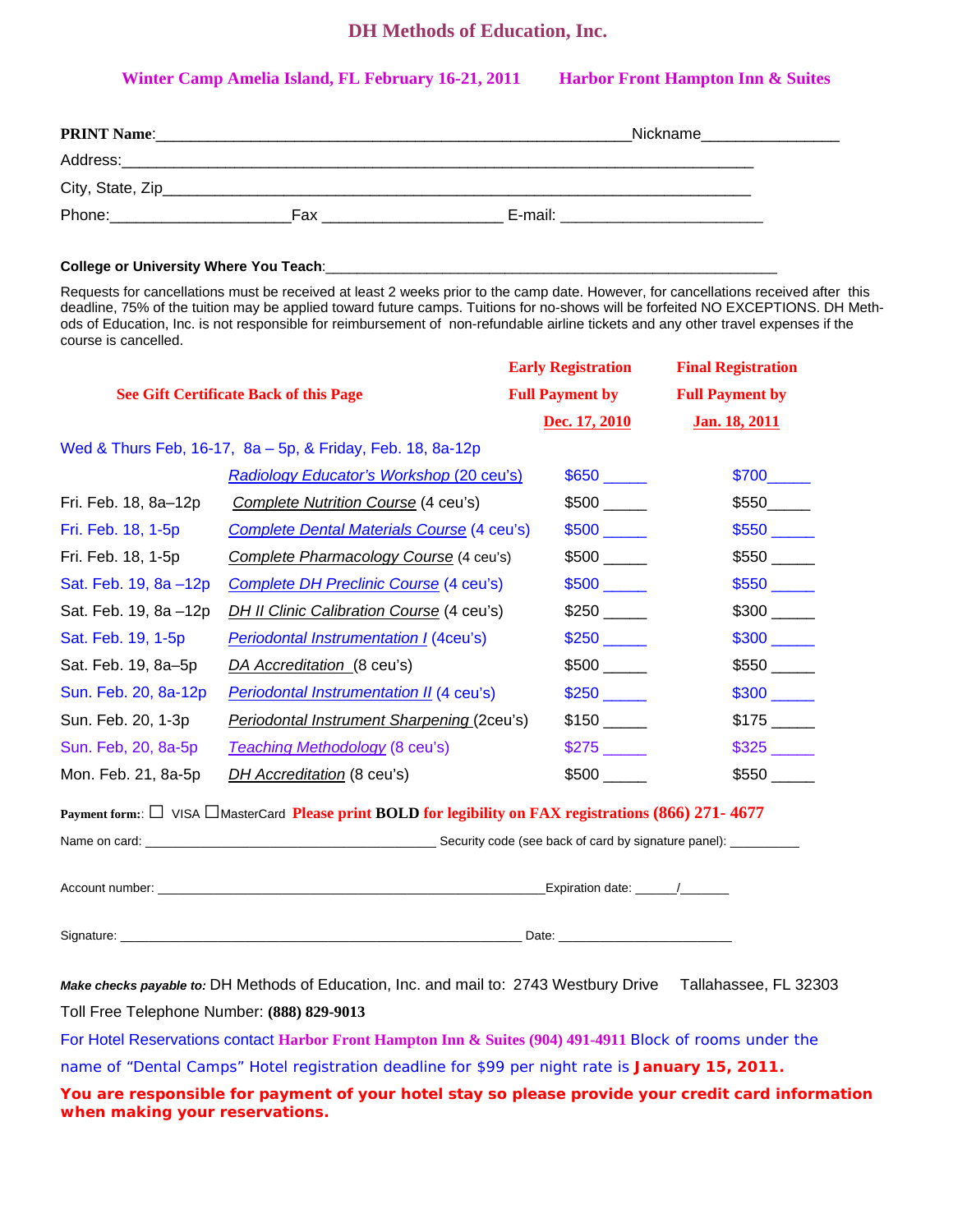# DH Methods of Education, Inc.

**Winter Camp Amelia Island, FL February 16-21, 2011 Harbor Front Hampton Inn & Suites**

**PRINT Name**:_______________________________________________Nickname_______________

Address:____________________________________________________________________

City, State, Zip_________________________________________________________________

Phone:____________________Fax ____________________ E-mail: ______________________

**College or University Where You Teach**:_________________________________________________

Requests for cancellations must be received at least 2 weeks prior to the camp date. However, for cancellations received after this deadline, 75% of the tuition may be applied toward future camps. Tuitions for no-shows will be forfeited NO EXCEPTIONS. DH Methods of Education, Inc. is not responsible for reimbursement of non-refundable airline tickets and any other travel expenses if the course is cancelled.

| **See Gift Certificate Back of this Page** | | **Early Registration Full Payment by Dec. 17, 2010** | **Final Registration Full Payment by Jan. 18, 2011** |
|---|---|---|---|
| Wed & Thurs Feb, 16-17, 8a – 5p, & Friday, Feb. 18, 8a-12p | | | |
| | *Radiology Educator's Workshop* (20 ceu's) | $650 _____ | $700_____ |
| Fri. Feb. 18, 8a–12p | *Complete Nutrition Course* (4 ceu's) | $500 _____ | $550_____ |
| Fri. Feb. 18, 1-5p | *Complete Dental Materials Course* (4 ceu's) | $500 _____ | $550 _____ |
| Fri. Feb. 18, 1-5p | *Complete Pharmacology Course* (4 ceu's) | $500 _____ | $550 _____ |
| Sat. Feb. 19, 8a –12p | *Complete DH Preclinic Course* (4 ceu's) | $500 _____ | $550 _____ |
| Sat. Feb. 19, 8a –12p | *DH II Clinic Calibration Course* (4 ceu's) | $250 _____ | $300 _____ |
| Sat. Feb. 19, 1-5p | *Periodontal Instrumentation I* (4ceu's) | $250 _____ | $300 _____ |
| Sat. Feb. 19, 8a–5p | *DA Accreditation* (8 ceu's) | $500 _____ | $550 _____ |
| Sun. Feb. 20, 8a-12p | *Periodontal Instrumentation II* (4 ceu's) | $250 _____ | $300 _____ |
| Sun. Feb. 20, 1-3p | *Periodontal Instrument Sharpening* (2ceu's) | $150 _____ | $175 _____ |
| Sun. Feb, 20, 8a-5p | *Teaching Methodology* (8 ceu's) | $275 _____ | $325 _____ |
| Mon. Feb. 21, 8a-5p | *DH Accreditation* (8 ceu's) | $500 _____ | $550 _____ |

**Payment form:**: ☐ VISA ☐MasterCard **Please print BOLD for legibility on FAX registrations (866) 271- 4677**

Name on card: ________________________________ Security code (see back of card by signature panel): __________

Account number: ______________________________________________Expiration date: ______/_______

Signature: ______________________________________________ Date: ________________________

***Make checks payable to:*** DH Methods of Education, Inc. and mail to: 2743 Westbury Drive Tallahassee, FL 32303

Toll Free Telephone Number: **(888) 829-9013**

For Hotel Reservations contact **Harbor Front Hampton Inn & Suites (904) 491-4911** Block of rooms under the name of "Dental Camps" Hotel registration deadline for $99 per night rate is **January 15, 2011.**

**You are responsible for payment of your hotel stay so please provide your credit card information when making your reservations.**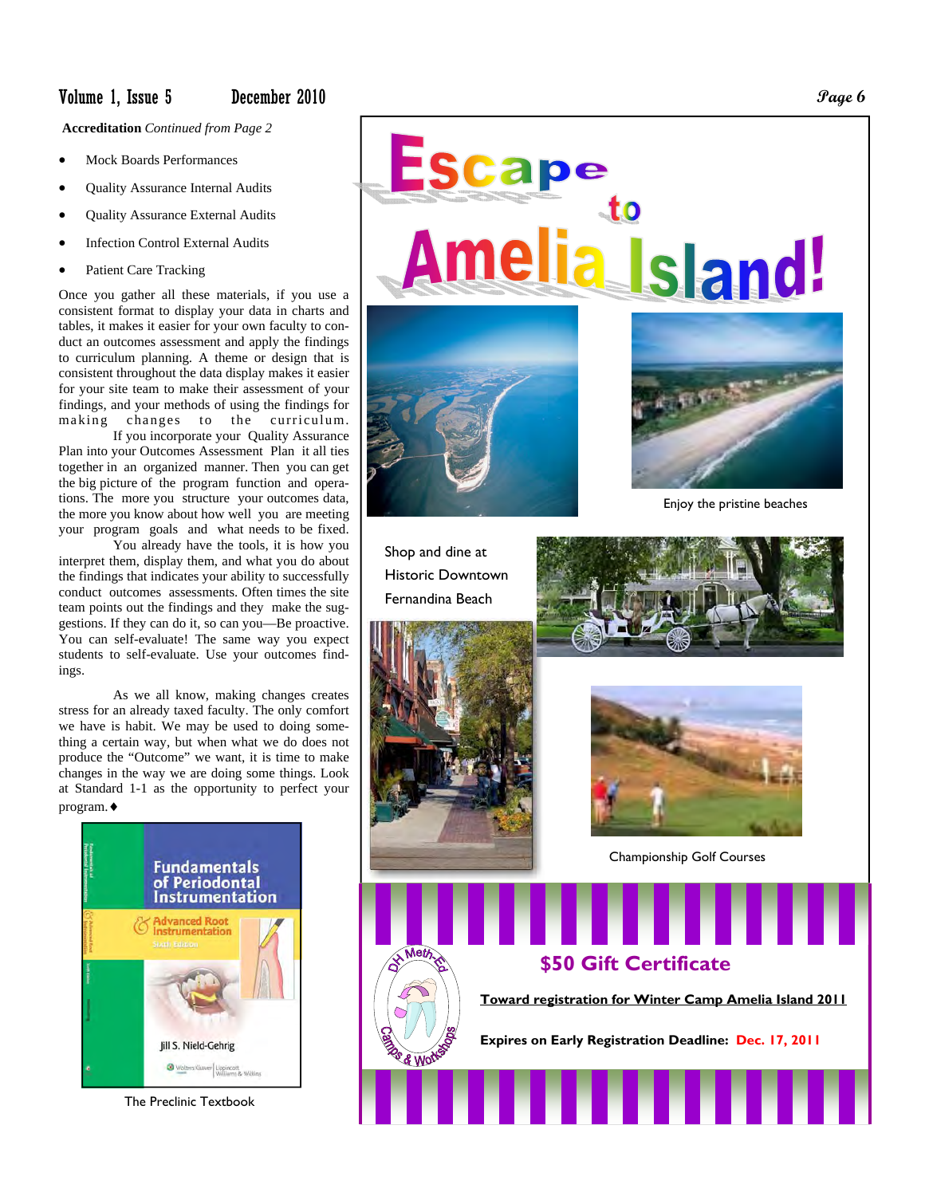**Accreditation** *Continued from Page 2*

- Mock Boards Performances
- Quality Assurance Internal Audits
- Quality Assurance External Audits
- Infection Control External Audits
- Patient Care Tracking

Once you gather all these materials, if you use a consistent format to display your data in charts and tables, it makes it easier for your own faculty to conduct an outcomes assessment and apply the findings to curriculum planning. A theme or design that is consistent throughout the data display makes it easier for your site team to make their assessment of your findings, and your methods of using the findings for making changes to the curriculum.

If you incorporate your Quality Assurance Plan into your Outcomes Assessment Plan it all ties together in an organized manner. Then you can get the big picture of the program function and operations. The more you structure your outcomes data, the more you know about how well you are meeting your program goals and what needs to be fixed.

You already have the tools, it is how you interpret them, display them, and what you do about the findings that indicates your ability to successfully conduct outcomes assessments. Often times the site team points out the findings and they make the suggestions. If they can do it, so can you—Be proactive. You can self-evaluate! The same way you expect students to self-evaluate. Use your outcomes findings.

As we all know, making changes creates stress for an already taxed faculty. The only comfort we have is habit. We may be used to doing something a certain way, but when what we do does not produce the "Outcome" we want, it is time to make changes in the way we are doing some things. Look at Standard 1-1 as the opportunity to perfect your program. ♦

The Preclinic Textbook

# Escape to Amelia Island!

Enjoy the pristine beaches

Shop and dine at Historic Downtown Fernandina Beach

Championship Golf Courses

DH Meth-Ed Camps & Workshops

**$50 Gift Certificate**

**Toward registration for Winter Camp Amelia Island 2011**

**Expires on Early Registration Deadline: Dec. 17, 2011**